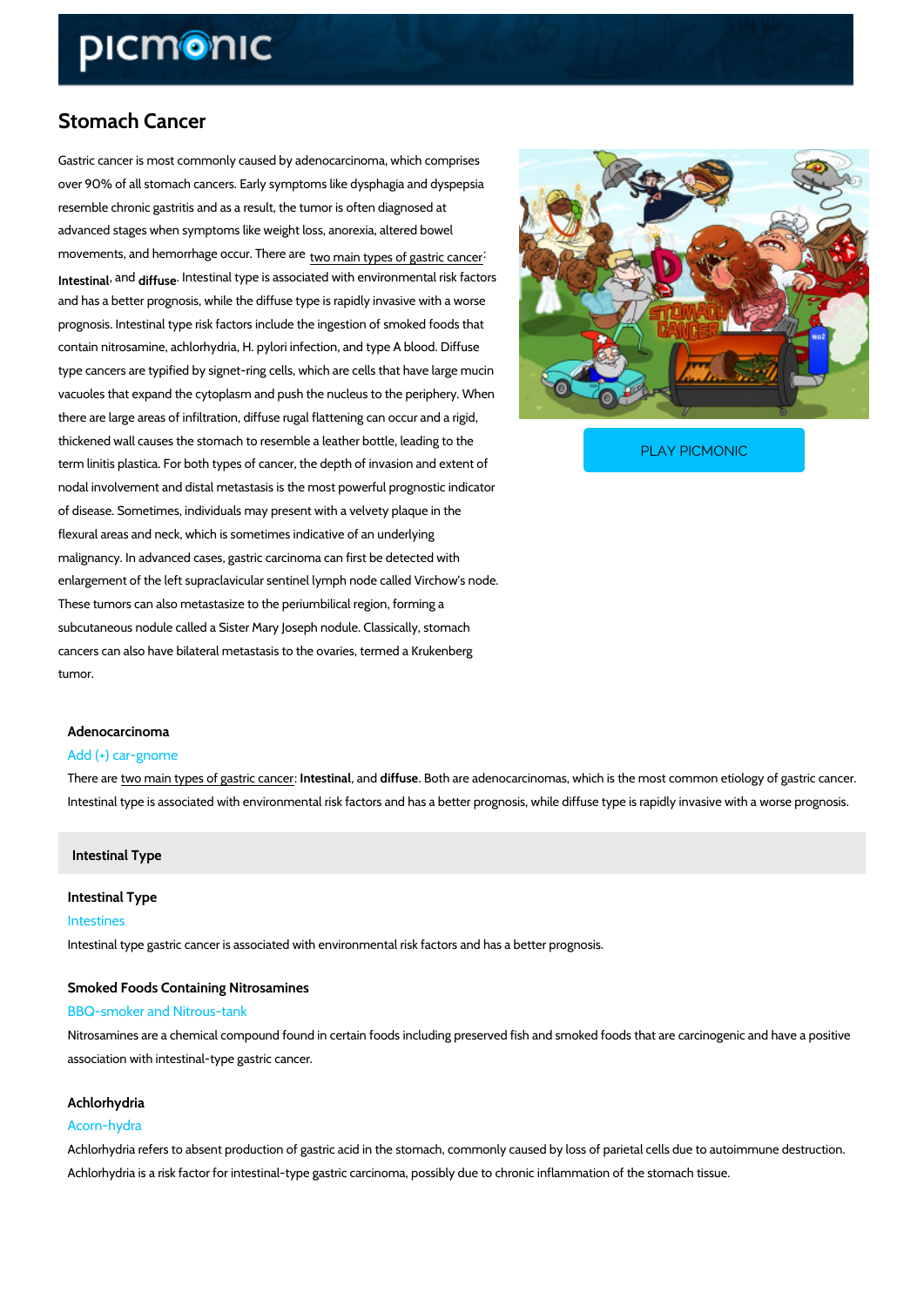# Stomach Cancer

Gastric cancer is most commonly caused by adenocarcinoma, which comprises over 90% of all stomach cancers. Early symptoms like dysphagia and dyspepsia resemble chronic gastritis and as a result, the tumor is often diagnosed at advanced stages when symptoms like weight loss, anorexia, altered bowel movements, and hemorrhage occur. There are two main types of gastric cancer: **Intestinal**, and **diffuse**. Intestinal type is associated with environmental risk factors and has a better prognosis, while the diffuse type is rapidly invasive with a worse prognosis. Intestinal type risk factors include the ingestion of smoked foods that contain nitrosamine, achlorhydria, H. pylori infection, and type A blood. Diffuse type cancers are typified by signet-ring cells, which are cells that have large mucin vacuoles that expand the cytoplasm and push the nucleus to the periphery. When there are large areas of infiltration, diffuse rugal flattening can occur and a rigid, thickened wall causes the stomach to resemble a leather bottle, leading to the term linitis plastica. For both types of cancer, the depth of invasion and extent of nodal involvement and distal metastasis is the most powerful prognostic indicator of disease. Sometimes, individuals may present with a velvety plaque in the flexural areas and neck, which is sometimes indicative of an underlying malignancy. In advanced cases, gastric carcinoma can first be detected with enlargement of the left supraclavicular sentinel lymph node called Virchow's node. These tumors can also metastasize to the periumbilical region, forming a subcutaneous nodule called a Sister Mary Joseph nodule. Classically, stomach cancers can also have bilateral metastasis to the ovaries, termed a Krukenberg tumor.

PLAY PICMONIC

### Adenocarcinoma

Add (+) car-gnome

There are two main types of gastric cancer: **Intestinal**, and **diffuse**. Both are adenocarcinomas, which is the most common etiology of gastric cancer. Intestinal type is associated with environmental risk factors and has a better prognosis, while diffuse type is rapidly invasive with a worse prognosis.

## Intestinal Type

### Intestinal Type

Intestines

Intestinal type gastric cancer is associated with environmental risk factors and has a better prognosis.

### Smoked Foods Containing Nitrosamines

BBQ-smoker and Nitrous-tank

Nitrosamines are a chemical compound found in certain foods including preserved fish and smoked foods that are carcinogenic and have a positive association with intestinal-type gastric cancer.

### Achlorhydria

Acorn-hydra

Achlorhydria refers to absent production of gastric acid in the stomach, commonly caused by loss of parietal cells due to autoimmune destruction. Achlorhydria is a risk factor for intestinal-type gastric carcinoma, possibly due to chronic inflammation of the stomach tissue.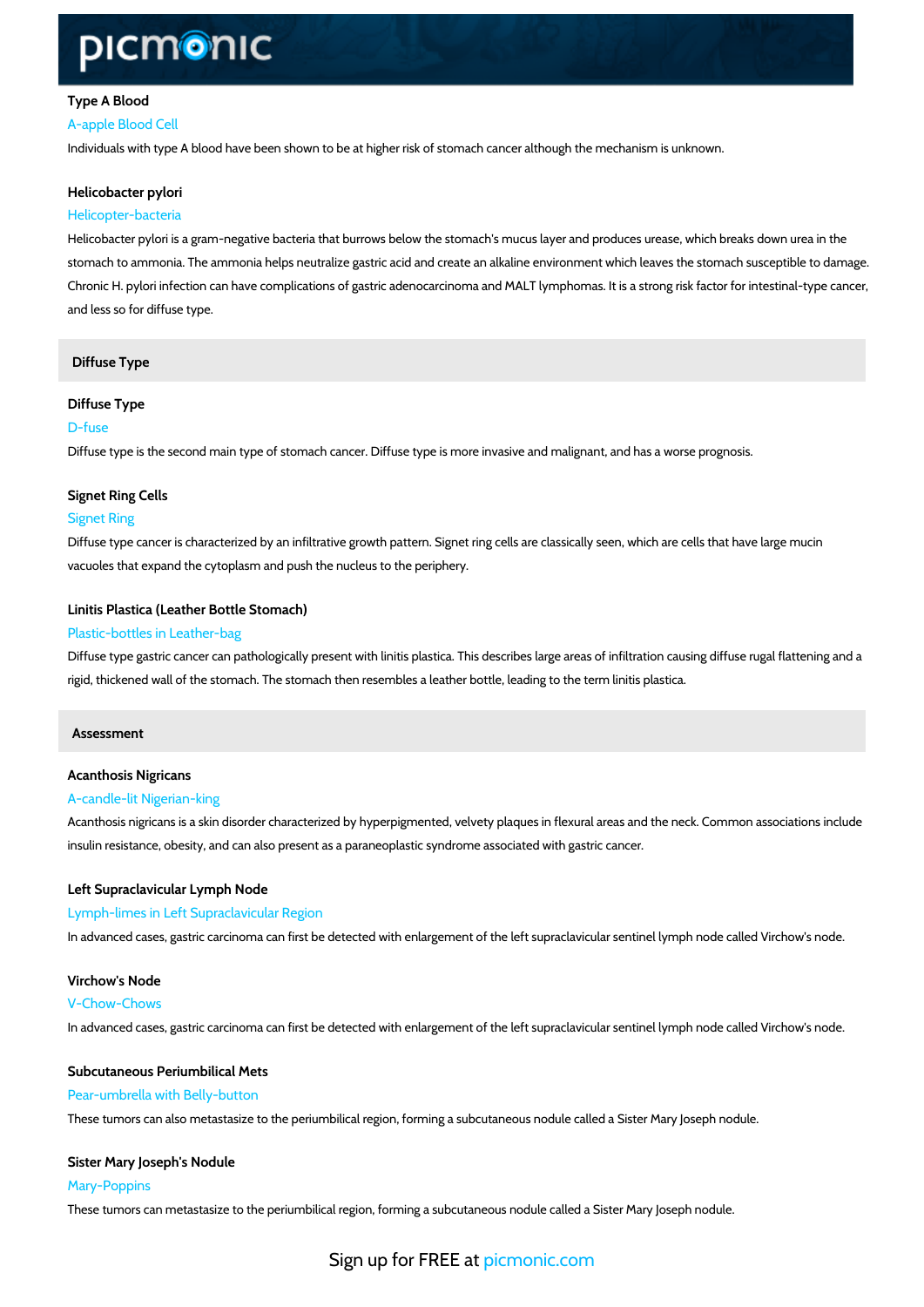### Type A Blood

A-apple Blood Cell

Individuals with type A blood have been shown to be at higher risk of stomach cancer although the mechanism is unknown.

### Helicobacter pylori

Helicopter-bacteria

Helicobacter pylori is a gram-negative bacteria that burrows below the stomach's mucus layer and produces urease, which breaks down urea in the stomach to ammonia. The ammonia helps neutralize gastric acid and create an alkaline environment which leaves the stomach susceptible to damage. Chronic H. pylori infection can have complications of gastric adenocarcinoma and MALT lymphomas. It is a strong risk factor for intestinal-type cancer, and less so for diffuse type.

## Diffuse Type

### Diffuse Type

D-fuse

Diffuse type is the second main type of stomach cancer. Diffuse type is more invasive and malignant, and has a worse prognosis.

### Signet Ring Cells

Signet Ring

Diffuse type cancer is characterized by an infiltrative growth pattern. Signet ring cells are classically seen, which are cells that have large mucin vacuoles that expand the cytoplasm and push the nucleus to the periphery.

### Linitis Plastica (Leather Bottle Stomach)

Plastic-bottles in Leather-bag

Diffuse type gastric cancer can pathologically present with linitis plastica. This describes large areas of infiltration causing diffuse rugal flattening and a rigid, thickened wall of the stomach. The stomach then resembles a leather bottle, leading to the term linitis plastica.

## Assessment

### Acanthosis Nigricans

A-candle-lit Nigerian-king

Acanthosis nigricans is a skin disorder characterized by hyperpigmented, velvety plaques in flexural areas and the neck. Common associations include insulin resistance, obesity, and can also present as a paraneoplastic syndrome associated with gastric cancer.

### Left Supraclavicular Lymph Node

Lymph-limes in Left Supraclavicular Region

In advanced cases, gastric carcinoma can first be detected with enlargement of the left supraclavicular sentinel lymph node called Virchow's node.

### Virchow's Node

V-Chow-Chows

In advanced cases, gastric carcinoma can first be detected with enlargement of the left supraclavicular sentinel lymph node called Virchow's node.

### Subcutaneous Periumbilical Mets

Pear-umbrella with Belly-button

These tumors can also metastasize to the periumbilical region, forming a subcutaneous nodule called a Sister Mary Joseph nodule.

### Sister Mary Joseph's Nodule

Mary-Poppins

These tumors can metastasize to the periumbilical region, forming a subcutaneous nodule called a Sister Mary Joseph nodule.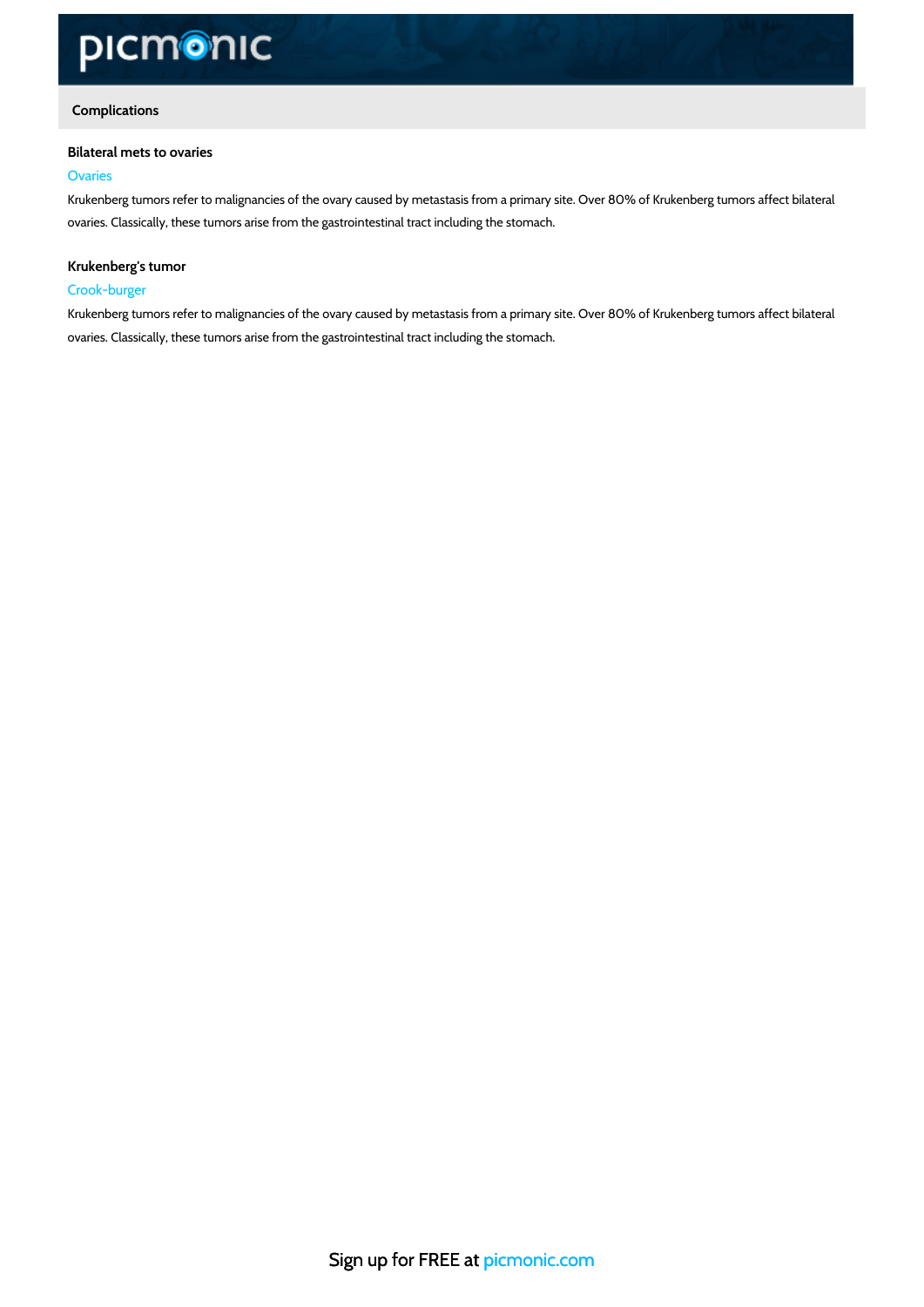## Complications

### Bilateral mets to ovaries

Ovaries

Krukenberg tumors refer to malignancies of the ovary caused by metastasis from a primary site. Over 80% of Krukenberg tumors affect bilateral ovaries. Classically, these tumors arise from the gastrointestinal tract including the stomach.

### Krukenberg's tumor

Crook-burger

Krukenberg tumors refer to malignancies of the ovary caused by metastasis from a primary site. Over 80% of Krukenberg tumors affect bilateral ovaries. Classically, these tumors arise from the gastrointestinal tract including the stomach.